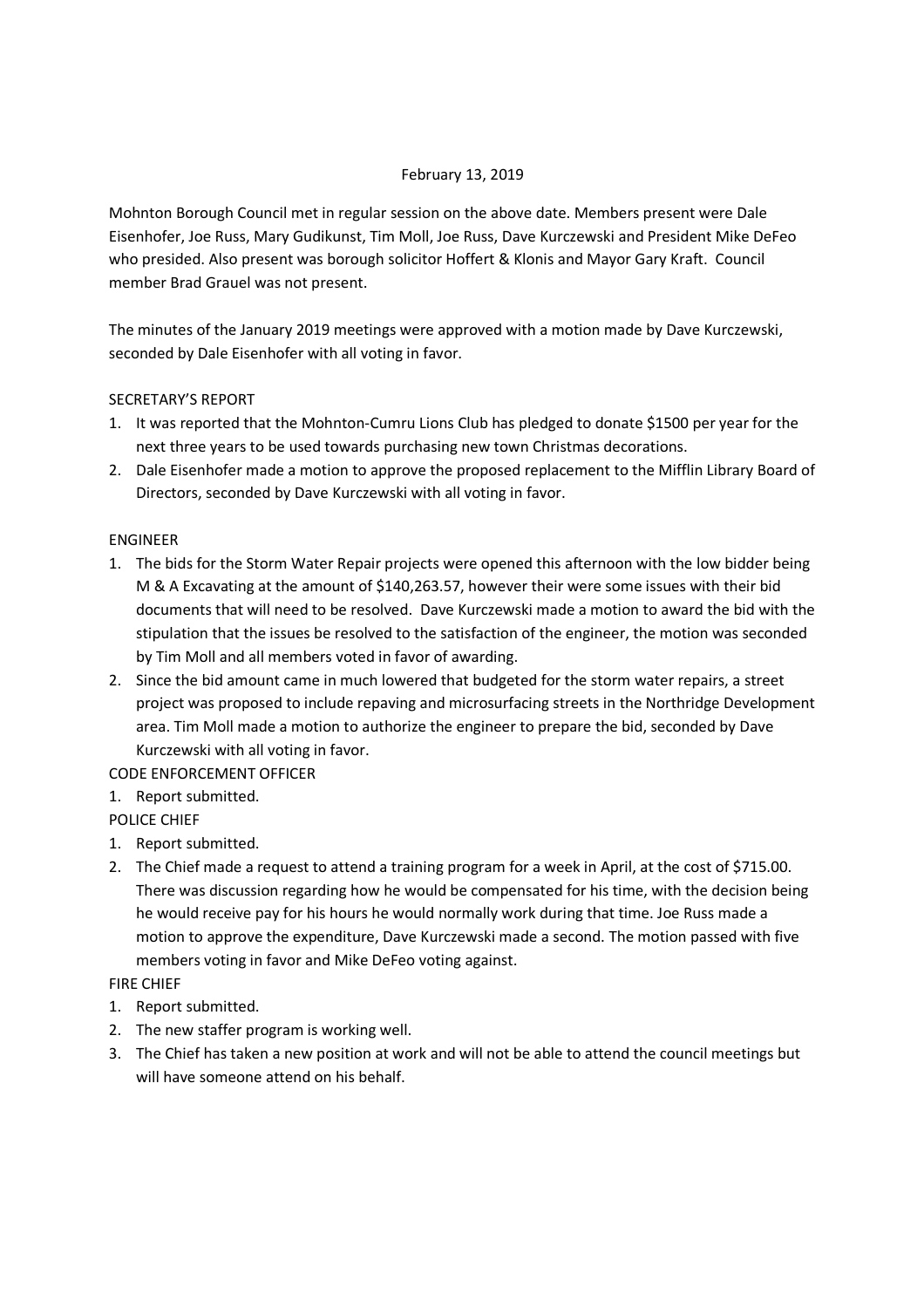February 13, 2019

Mohnton Borough Council met in regular session on the above date. Members present were Dale Eisenhofer, Joe Russ, Mary Gudikunst, Tim Moll, Joe Russ, Dave Kurczewski and President Mike DeFeo who presided. Also present was borough solicitor Hoffert & Klonis and Mayor Gary Kraft. Council member Brad Grauel was not present.

The minutes of the January 2019 meetings were approved with a motion made by Dave Kurczewski, seconded by Dale Eisenhofer with all voting in favor.

SECRETARY'S REPORT

1. It was reported that the Mohnton-Cumru Lions Club has pledged to donate $1500 per year for the next three years to be used towards purchasing new town Christmas decorations.
2. Dale Eisenhofer made a motion to approve the proposed replacement to the Mifflin Library Board of Directors, seconded by Dave Kurczewski with all voting in favor.

ENGINEER

1. The bids for the Storm Water Repair projects were opened this afternoon with the low bidder being M & A Excavating at the amount of $140,263.57, however their were some issues with their bid documents that will need to be resolved. Dave Kurczewski made a motion to award the bid with the stipulation that the issues be resolved to the satisfaction of the engineer, the motion was seconded by Tim Moll and all members voted in favor of awarding.
2. Since the bid amount came in much lowered that budgeted for the storm water repairs, a street project was proposed to include repaving and microsurfacing streets in the Northridge Development area. Tim Moll made a motion to authorize the engineer to prepare the bid, seconded by Dave Kurczewski with all voting in favor.

CODE ENFORCEMENT OFFICER

1. Report submitted.

POLICE CHIEF

1. Report submitted.
2. The Chief made a request to attend a training program for a week in April, at the cost of $715.00. There was discussion regarding how he would be compensated for his time, with the decision being he would receive pay for his hours he would normally work during that time. Joe Russ made a motion to approve the expenditure, Dave Kurczewski made a second. The motion passed with five members voting in favor and Mike DeFeo voting against.

FIRE CHIEF

1. Report submitted.
2. The new staffer program is working well.
3. The Chief has taken a new position at work and will not be able to attend the council meetings but will have someone attend on his behalf.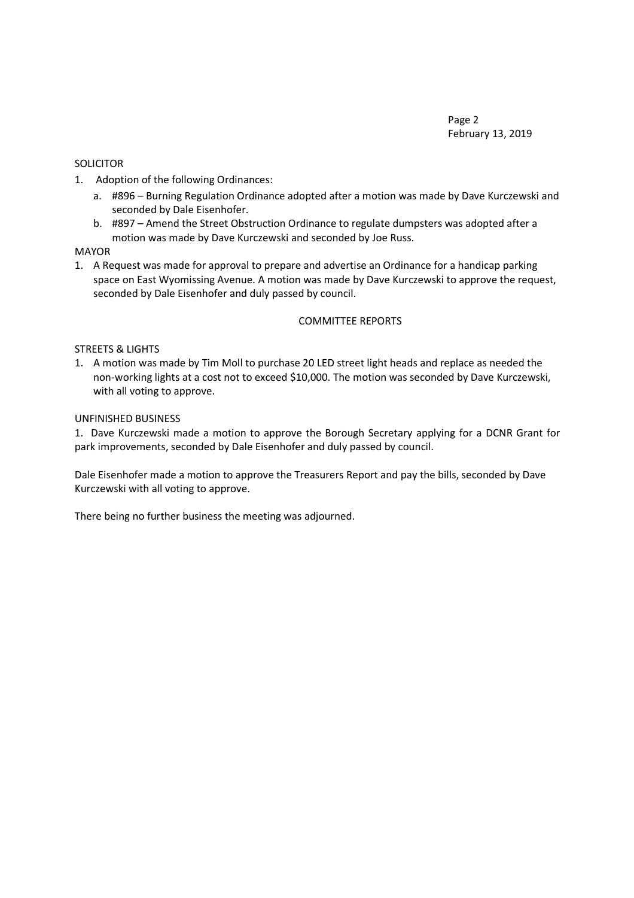SOLICITOR

1. Adoption of the following Ordinances:
   a. #896 – Burning Regulation Ordinance adopted after a motion was made by Dave Kurczewski and seconded by Dale Eisenhofer.
   b. #897 – Amend the Street Obstruction Ordinance to regulate dumpsters was adopted after a motion was made by Dave Kurczewski and seconded by Joe Russ.

MAYOR

1. A Request was made for approval to prepare and advertise an Ordinance for a handicap parking space on East Wyomissing Avenue. A motion was made by Dave Kurczewski to approve the request, seconded by Dale Eisenhofer and duly passed by council.

## COMMITTEE REPORTS

STREETS & LIGHTS

1. A motion was made by Tim Moll to purchase 20 LED street light heads and replace as needed the non-working lights at a cost not to exceed $10,000. The motion was seconded by Dave Kurczewski, with all voting to approve.

UNFINISHED BUSINESS

1. Dave Kurczewski made a motion to approve the Borough Secretary applying for a DCNR Grant for park improvements, seconded by Dale Eisenhofer and duly passed by council.

Dale Eisenhofer made a motion to approve the Treasurers Report and pay the bills, seconded by Dave Kurczewski with all voting to approve.

There being no further business the meeting was adjourned.